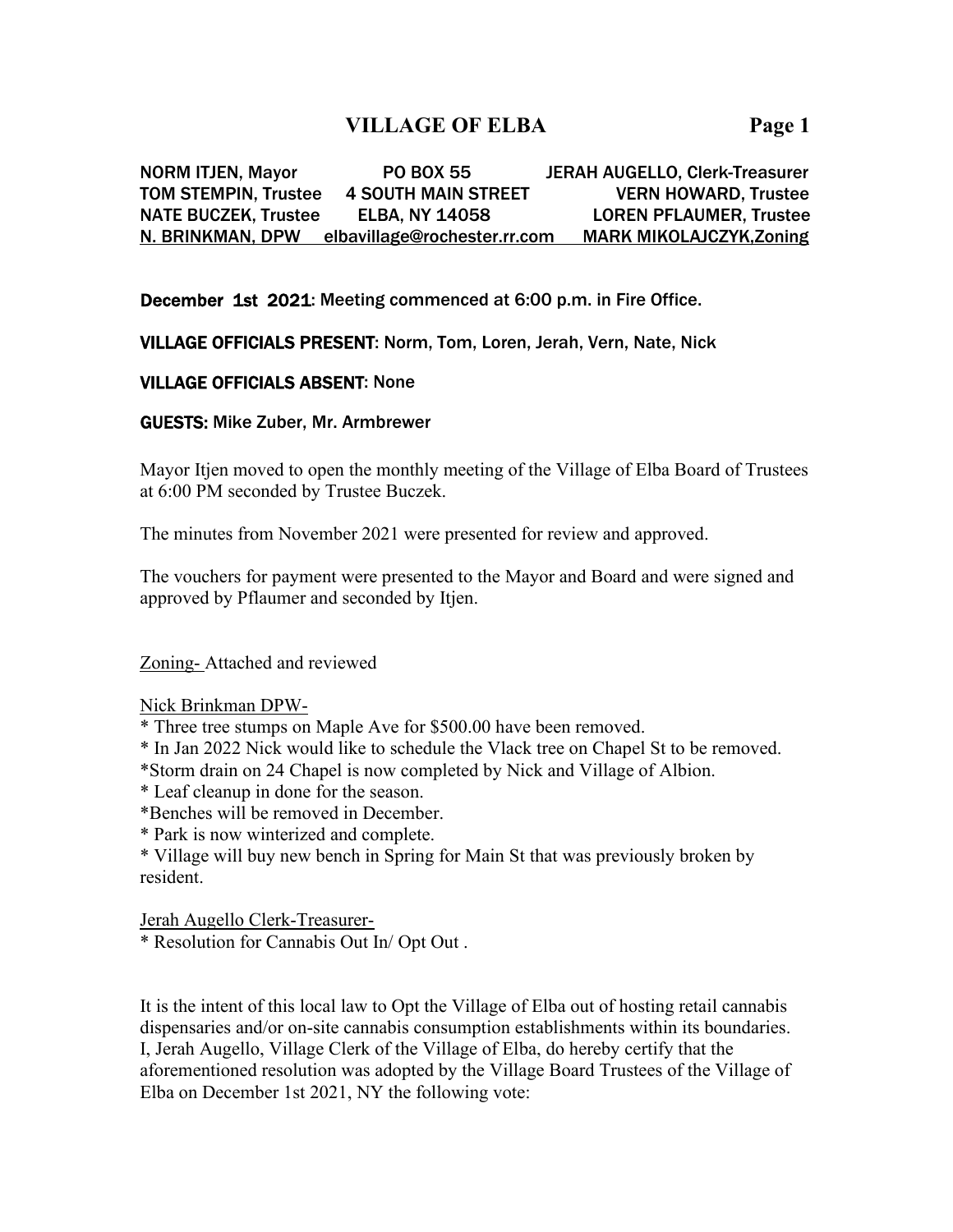# VILLAGE OF ELBA

| NORM ITJEN, Mayor | PO BOX 55 | JERAH AUGELLO, Clerk-Treasurer |
|---|---|---|
| TOM STEMPIN, Trustee | 4 SOUTH MAIN STREET | VERN HOWARD, Trustee |
| NATE BUCZEK, Trustee | ELBA, NY 14058 | LOREN PFLAUMER, Trustee |
| N. BRINKMAN, DPW | elbavillage@rochester.rr.com | MARK MIKOLAJCZYK,Zoning |

**December 1st 2021**: Meeting commenced at 6:00 p.m. in Fire Office.

**VILLAGE OFFICIALS PRESENT**: Norm, Tom, Loren, Jerah, Vern, Nate, Nick

**VILLAGE OFFICIALS ABSENT**: None

**GUESTS:** Mike Zuber, Mr. Armbrewer

Mayor Itjen moved to open the monthly meeting of the Village of Elba Board of Trustees at 6:00 PM seconded by Trustee Buczek.

The minutes from November 2021 were presented for review and approved.

The vouchers for payment were presented to the Mayor and Board and were signed and approved by Pflaumer and seconded by Itjen.

Zoning- Attached and reviewed

Nick Brinkman DPW-

* Three tree stumps on Maple Ave for $500.00 have been removed.
* In Jan 2022 Nick would like to schedule the Vlack tree on Chapel St to be removed.
* Storm drain on 24 Chapel is now completed by Nick and Village of Albion.
* Leaf cleanup in done for the season.
* Benches will be removed in December.
* Park is now winterized and complete.
* Village will buy new bench in Spring for Main St that was previously broken by resident.

Jerah Augello Clerk-Treasurer-

* Resolution for Cannabis Out In/ Opt Out .

It is the intent of this local law to Opt the Village of Elba out of hosting retail cannabis dispensaries and/or on-site cannabis consumption establishments within its boundaries. I, Jerah Augello, Village Clerk of the Village of Elba, do hereby certify that the aforementioned resolution was adopted by the Village Board Trustees of the Village of Elba on December 1st 2021, NY the following vote: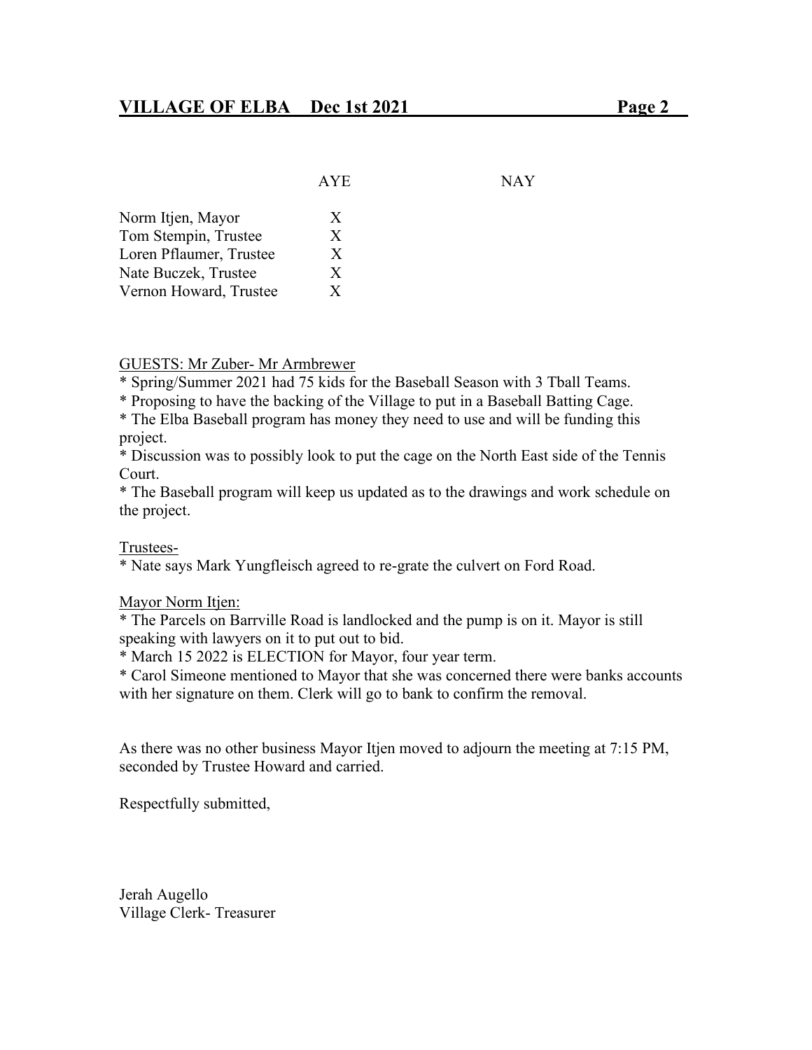| | AYE | NAY |
|---|---|---|
| Norm Itjen, Mayor | X | |
| Tom Stempin, Trustee | X | |
| Loren Pflaumer, Trustee | X | |
| Nate Buczek, Trustee | X | |
| Vernon Howard, Trustee | X | |

GUESTS: Mr Zuber- Mr Armbrewer

* Spring/Summer 2021 had 75 kids for the Baseball Season with 3 Tball Teams.
* Proposing to have the backing of the Village to put in a Baseball Batting Cage.
* The Elba Baseball program has money they need to use and will be funding this project.
* Discussion was to possibly look to put the cage on the North East side of the Tennis Court.
* The Baseball program will keep us updated as to the drawings and work schedule on the project.

Trustees-

* Nate says Mark Yungfleisch agreed to re-grate the culvert on Ford Road.

Mayor Norm Itjen:

* The Parcels on Barrville Road is landlocked and the pump is on it. Mayor is still speaking with lawyers on it to put out to bid.
* March 15 2022 is ELECTION for Mayor, four year term.
* Carol Simeone mentioned to Mayor that she was concerned there were banks accounts with her signature on them. Clerk will go to bank to confirm the removal.

As there was no other business Mayor Itjen moved to adjourn the meeting at 7:15 PM, seconded by Trustee Howard and carried.

Respectfully submitted,

Jerah Augello
Village Clerk- Treasurer